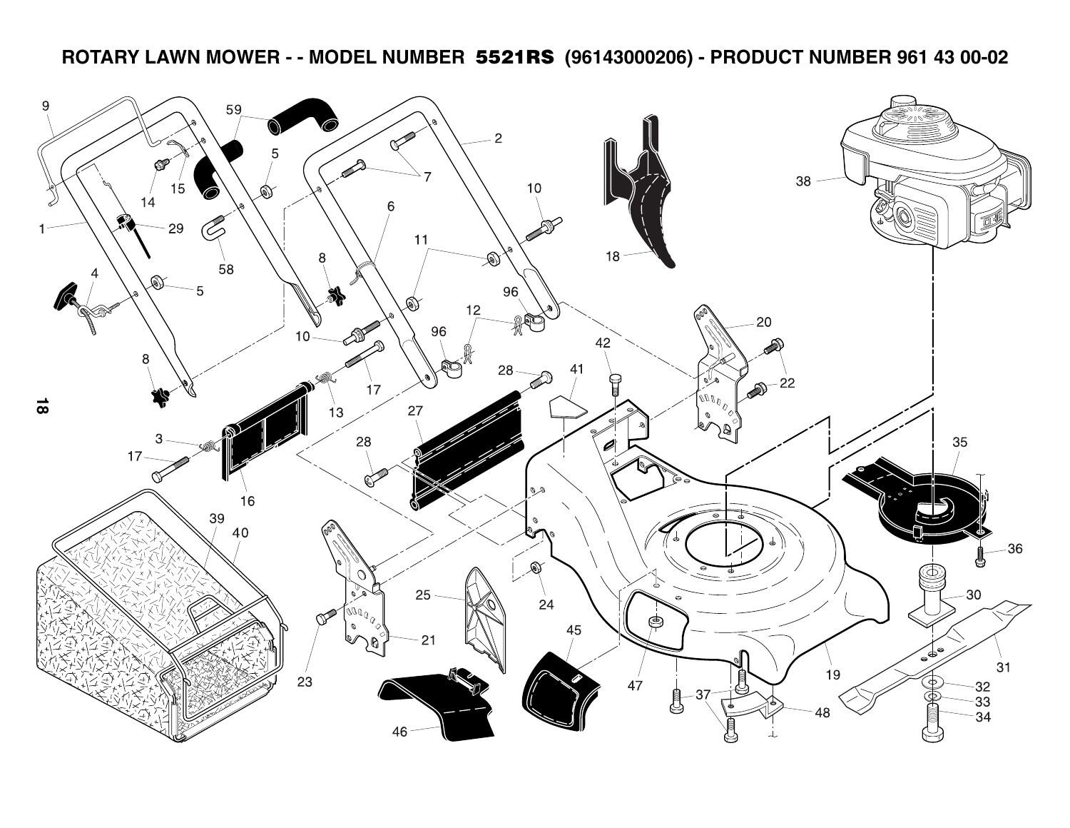# ROTARY LAWN MOWER - - MODEL NUMBER 5521RS (96143000206) - PRODUCT NUMBER 961 43 00-02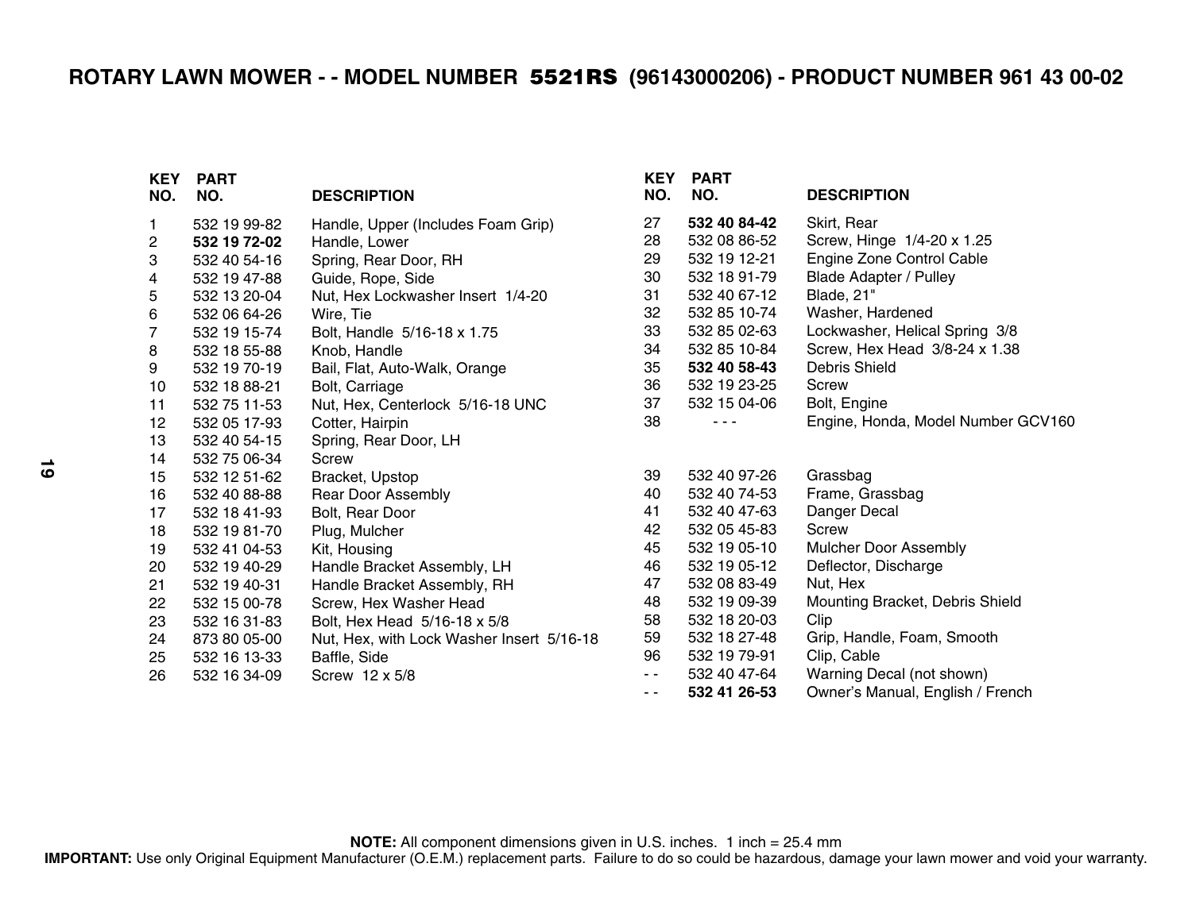# ROTARY LAWN MOWER - - MODEL NUMBER 5521RS (96143000206) - PRODUCT NUMBER 961 43 00-02

| KEY NO. | PART NO. | DESCRIPTION |
|---|---|---|
| 1 | 532 19 99-82 | Handle, Upper (Includes Foam Grip) |
| 2 | **532 19 72-02** | Handle, Lower |
| 3 | 532 40 54-16 | Spring, Rear Door, RH |
| 4 | 532 19 47-88 | Guide, Rope, Side |
| 5 | 532 13 20-04 | Nut, Hex Lockwasher Insert 1/4-20 |
| 6 | 532 06 64-26 | Wire, Tie |
| 7 | 532 19 15-74 | Bolt, Handle 5/16-18 x 1.75 |
| 8 | 532 18 55-88 | Knob, Handle |
| 9 | 532 19 70-19 | Bail, Flat, Auto-Walk, Orange |
| 10 | 532 18 88-21 | Bolt, Carriage |
| 11 | 532 75 11-53 | Nut, Hex, Centerlock 5/16-18 UNC |
| 12 | 532 05 17-93 | Cotter, Hairpin |
| 13 | 532 40 54-15 | Spring, Rear Door, LH |
| 14 | 532 75 06-34 | Screw |
| 15 | 532 12 51-62 | Bracket, Upstop |
| 16 | 532 40 88-88 | Rear Door Assembly |
| 17 | 532 18 41-93 | Bolt, Rear Door |
| 18 | 532 19 81-70 | Plug, Mulcher |
| 19 | 532 41 04-53 | Kit, Housing |
| 20 | 532 19 40-29 | Handle Bracket Assembly, LH |
| 21 | 532 19 40-31 | Handle Bracket Assembly, RH |
| 22 | 532 15 00-78 | Screw, Hex Washer Head |
| 23 | 532 16 31-83 | Bolt, Hex Head 5/16-18 x 5/8 |
| 24 | 873 80 05-00 | Nut, Hex, with Lock Washer Insert 5/16-18 |
| 25 | 532 16 13-33 | Baffle, Side |
| 26 | 532 16 34-09 | Screw 12 x 5/8 |
| 27 | **532 40 84-42** | Skirt, Rear |
| 28 | 532 08 86-52 | Screw, Hinge 1/4-20 x 1.25 |
| 29 | 532 19 12-21 | Engine Zone Control Cable |
| 30 | 532 18 91-79 | Blade Adapter / Pulley |
| 31 | 532 40 67-12 | Blade, 21" |
| 32 | 532 85 10-74 | Washer, Hardened |
| 33 | 532 85 02-63 | Lockwasher, Helical Spring 3/8 |
| 34 | 532 85 10-84 | Screw, Hex Head 3/8-24 x 1.38 |
| 35 | **532 40 58-43** | Debris Shield |
| 36 | 532 19 23-25 | Screw |
| 37 | 532 15 04-06 | Bolt, Engine |
| 38 | - - - | Engine, Honda, Model Number GCV160 |
| 39 | 532 40 97-26 | Grassbag |
| 40 | 532 40 74-53 | Frame, Grassbag |
| 41 | 532 40 47-63 | Danger Decal |
| 42 | 532 05 45-83 | Screw |
| 45 | 532 19 05-10 | Mulcher Door Assembly |
| 46 | 532 19 05-12 | Deflector, Discharge |
| 47 | 532 08 83-49 | Nut, Hex |
| 48 | 532 19 09-39 | Mounting Bracket, Debris Shield |
| 58 | 532 18 20-03 | Clip |
| 59 | 532 18 27-48 | Grip, Handle, Foam, Smooth |
| 96 | 532 19 79-91 | Clip, Cable |
| - - | 532 40 47-64 | Warning Decal (not shown) |
| - - | **532 41 26-53** | Owner's Manual, English / French |

**NOTE:** All component dimensions given in U.S. inches. 1 inch = 25.4 mm

**IMPORTANT:** Use only Original Equipment Manufacturer (O.E.M.) replacement parts. Failure to do so could be hazardous, damage your lawn mower and void your warranty.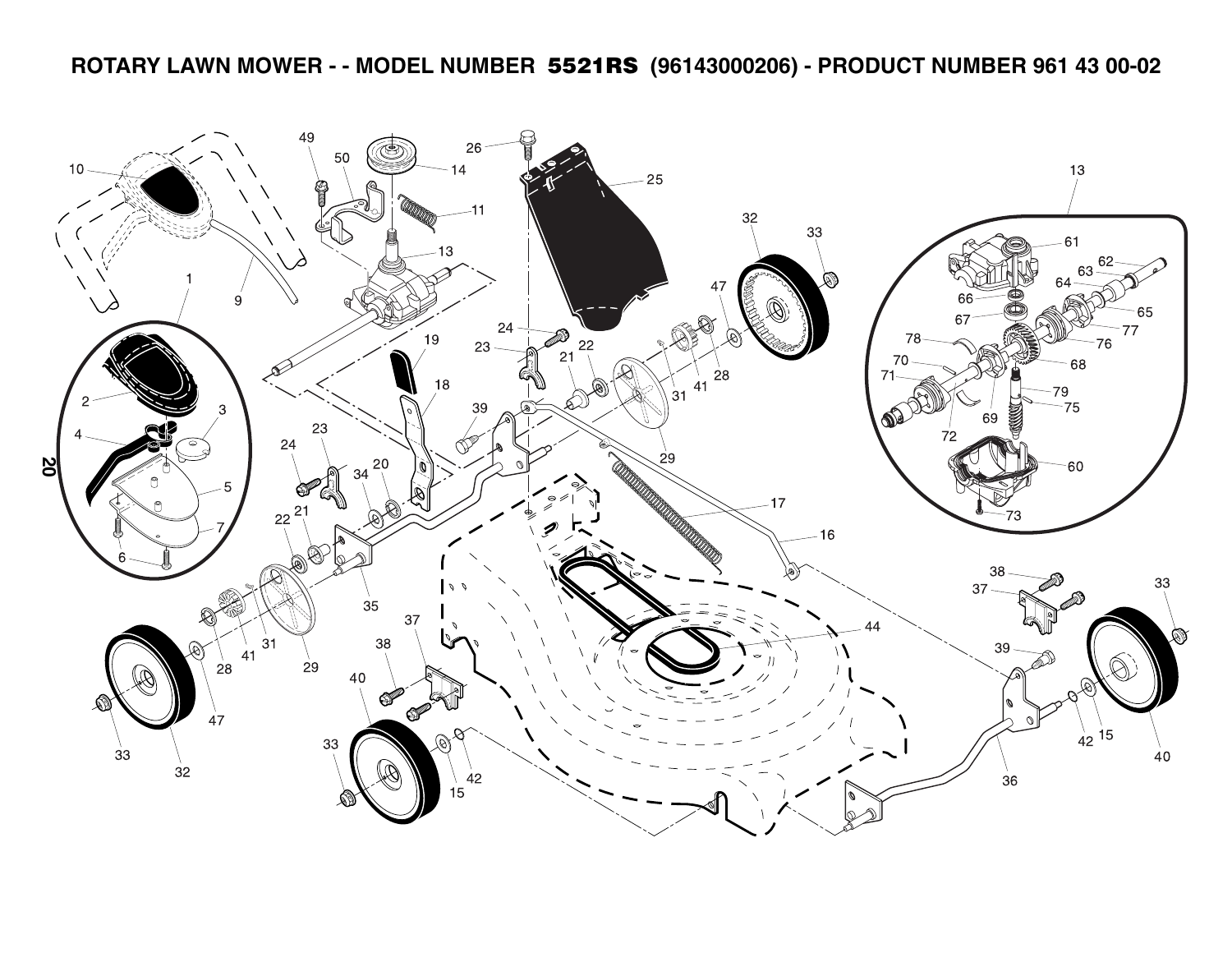# ROTARY LAWN MOWER - - MODEL NUMBER 5521RS (96143000206) - PRODUCT NUMBER 961 43 00-02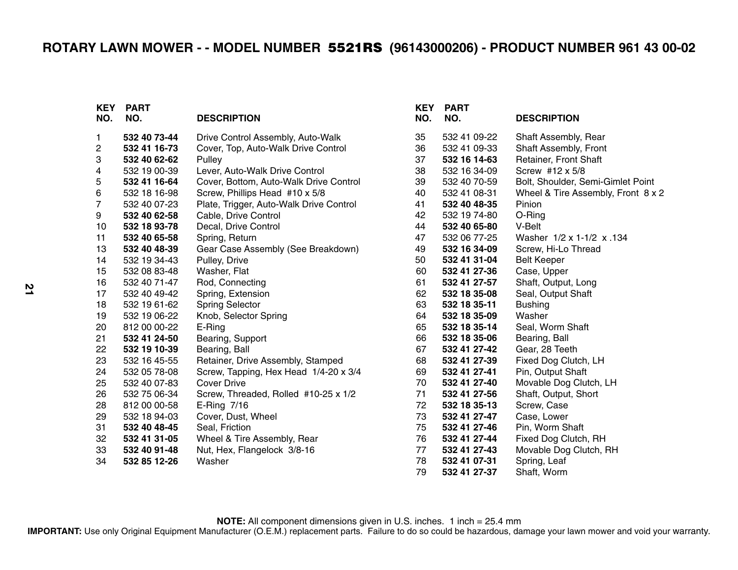# ROTARY LAWN MOWER - - MODEL NUMBER 5521RS (96143000206) - PRODUCT NUMBER 961 43 00-02

| KEY NO. | PART NO. | DESCRIPTION |
|---|---|---|
| 1 | **532 40 73-44** | Drive Control Assembly, Auto-Walk |
| 2 | **532 41 16-73** | Cover, Top, Auto-Walk Drive Control |
| 3 | **532 40 62-62** | Pulley |
| 4 | 532 19 00-39 | Lever, Auto-Walk Drive Control |
| 5 | **532 41 16-64** | Cover, Bottom, Auto-Walk Drive Control |
| 6 | 532 18 16-98 | Screw, Phillips Head #10 x 5/8 |
| 7 | 532 40 07-23 | Plate, Trigger, Auto-Walk Drive Control |
| 9 | **532 40 62-58** | Cable, Drive Control |
| 10 | **532 18 93-78** | Decal, Drive Control |
| 11 | **532 40 65-58** | Spring, Return |
| 13 | **532 40 48-39** | Gear Case Assembly (See Breakdown) |
| 14 | 532 19 34-43 | Pulley, Drive |
| 15 | 532 08 83-48 | Washer, Flat |
| 16 | 532 40 71-47 | Rod, Connecting |
| 17 | 532 40 49-42 | Spring, Extension |
| 18 | 532 19 61-62 | Spring Selector |
| 19 | 532 19 06-22 | Knob, Selector Spring |
| 20 | 812 00 00-22 | E-Ring |
| 21 | **532 41 24-50** | Bearing, Support |
| 22 | **532 19 10-39** | Bearing, Ball |
| 23 | 532 16 45-55 | Retainer, Drive Assembly, Stamped |
| 24 | 532 05 78-08 | Screw, Tapping, Hex Head 1/4-20 x 3/4 |
| 25 | 532 40 07-83 | Cover Drive |
| 26 | 532 75 06-34 | Screw, Threaded, Rolled #10-25 x 1/2 |
| 28 | 812 00 00-58 | E-Ring 7/16 |
| 29 | 532 18 94-03 | Cover, Dust, Wheel |
| 31 | **532 40 48-45** | Seal, Friction |
| 32 | **532 41 31-05** | Wheel & Tire Assembly, Rear |
| 33 | **532 40 91-48** | Nut, Hex, Flangelock 3/8-16 |
| 34 | **532 85 12-26** | Washer |
| 35 | 532 41 09-22 | Shaft Assembly, Rear |
| 36 | 532 41 09-33 | Shaft Assembly, Front |
| 37 | **532 16 14-63** | Retainer, Front Shaft |
| 38 | 532 16 34-09 | Screw #12 x 5/8 |
| 39 | 532 40 70-59 | Bolt, Shoulder, Semi-Gimlet Point |
| 40 | 532 41 08-31 | Wheel & Tire Assembly, Front 8 x 2 |
| 41 | **532 40 48-35** | Pinion |
| 42 | 532 19 74-80 | O-Ring |
| 44 | **532 40 65-80** | V-Belt |
| 47 | 532 06 77-25 | Washer 1/2 x 1-1/2 x .134 |
| 49 | **532 16 34-09** | Screw, Hi-Lo Thread |
| 50 | **532 41 31-04** | Belt Keeper |
| 60 | **532 41 27-36** | Case, Upper |
| 61 | **532 41 27-57** | Shaft, Output, Long |
| 62 | **532 18 35-08** | Seal, Output Shaft |
| 63 | **532 18 35-11** | Bushing |
| 64 | **532 18 35-09** | Washer |
| 65 | **532 18 35-14** | Seal, Worm Shaft |
| 66 | **532 18 35-06** | Bearing, Ball |
| 67 | **532 41 27-42** | Gear, 28 Teeth |
| 68 | **532 41 27-39** | Fixed Dog Clutch, LH |
| 69 | **532 41 27-41** | Pin, Output Shaft |
| 70 | **532 41 27-40** | Movable Dog Clutch, LH |
| 71 | **532 41 27-56** | Shaft, Output, Short |
| 72 | **532 18 35-13** | Screw, Case |
| 73 | **532 41 27-47** | Case, Lower |
| 75 | **532 41 27-46** | Pin, Worm Shaft |
| 76 | **532 41 27-44** | Fixed Dog Clutch, RH |
| 77 | **532 41 27-43** | Movable Dog Clutch, RH |
| 78 | **532 41 07-31** | Spring, Leaf |
| 79 | **532 41 27-37** | Shaft, Worm |

**NOTE:** All component dimensions given in U.S. inches. 1 inch = 25.4 mm

**IMPORTANT:** Use only Original Equipment Manufacturer (O.E.M.) replacement parts. Failure to do so could be hazardous, damage your lawn mower and void your warranty.